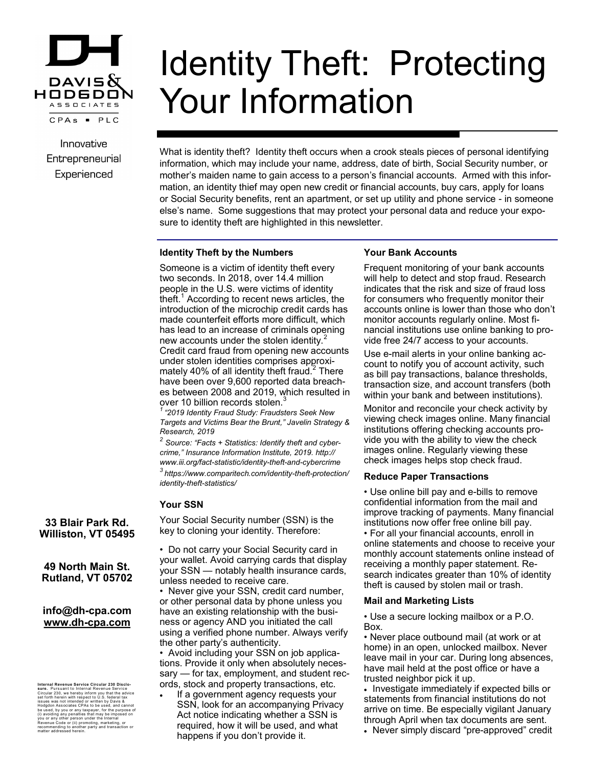DAVIS & HODGDON ASSOCIATES CPAs ▪ PLC

Innovative
Entrepreneurial
Experienced

# Identity Theft: Protecting Your Information

What is identity theft? Identity theft occurs when a crook steals pieces of personal identifying information, which may include your name, address, date of birth, Social Security number, or mother's maiden name to gain access to a person's financial accounts. Armed with this information, an identity thief may open new credit or financial accounts, buy cars, apply for loans or Social Security benefits, rent an apartment, or set up utility and phone service - in someone else's name. Some suggestions that may protect your personal data and reduce your exposure to identity theft are highlighted in this newsletter.

### Identity Theft by the Numbers

Someone is a victim of identity theft every two seconds. In 2018, over 14.4 million people in the U.S. were victims of identity theft.[1] According to recent news articles, the introduction of the microchip credit cards has made counterfeit efforts more difficult, which has lead to an increase of criminals opening new accounts under the stolen identity.[2] Credit card fraud from opening new accounts under stolen identities comprises approximately 40% of all identity theft fraud.[2] There have been over 9,600 reported data breaches between 2008 and 2019, which resulted in over 10 billion records stolen.[3]

*[1] "2019 Identity Fraud Study: Fraudsters Seek New Targets and Victims Bear the Brunt," Javelin Strategy & Research, 2019*

*[2] Source: "Facts + Statistics: Identify theft and cybercrime," Insurance Information Institute, 2019. http://www.iii.org/fact-statistic/identity-theft-and-cybercrime*

*[3] https://www.comparitech.com/identity-theft-protection/identity-theft-statistics/*

### Your SSN

Your Social Security number (SSN) is the key to cloning your identity. Therefore:

- Do not carry your Social Security card in your wallet. Avoid carrying cards that display your SSN — notably health insurance cards, unless needed to receive care.
- Never give your SSN, credit card number, or other personal data by phone unless you have an existing relationship with the business or agency AND you initiated the call using a verified phone number. Always verify the other party's authenticity.
- Avoid including your SSN on job applications. Provide it only when absolutely necessary — for tax, employment, and student records, stock and property transactions, etc.
- If a government agency requests your SSN, look for an accompanying Privacy Act notice indicating whether a SSN is required, how it will be used, and what happens if you don't provide it.

### Your Bank Accounts

Frequent monitoring of your bank accounts will help to detect and stop fraud. Research indicates that the risk and size of fraud loss for consumers who frequently monitor their accounts online is lower than those who don't monitor accounts regularly online. Most financial institutions use online banking to provide free 24/7 access to your accounts.

Use e-mail alerts in your online banking account to notify you of account activity, such as bill pay transactions, balance thresholds, transaction size, and account transfers (both within your bank and between institutions).

Monitor and reconcile your check activity by viewing check images online. Many financial institutions offering checking accounts provide you with the ability to view the check images online. Regularly viewing these check images helps stop check fraud.

### Reduce Paper Transactions

- Use online bill pay and e-bills to remove confidential information from the mail and improve tracking of payments. Many financial institutions now offer free online bill pay.
- For all your financial accounts, enroll in online statements and choose to receive your monthly account statements online instead of receiving a monthly paper statement. Research indicates greater than 10% of identity theft is caused by stolen mail or trash.

### Mail and Marketing Lists

- Use a secure locking mailbox or a P.O. Box.
- Never place outbound mail (at work or at home) in an open, unlocked mailbox. Never leave mail in your car. During long absences, have mail held at the post office or have a trusted neighbor pick it up.
- Investigate immediately if expected bills or statements from financial institutions do not arrive on time. Be especially vigilant January through April when tax documents are sent.
- Never simply discard "pre-approved" credit

**33 Blair Park Rd.
Williston, VT 05495**

**49 North Main St.
Rutland, VT 05702**

**info@dh-cpa.com
www.dh-cpa.com**

**Internal Revenue Service Circular 230 Disclosure.** Pursuant to Internal Revenue Service Circular 230, we hereby inform you that the advice set forth herein with respect to U.S. federal tax issues was not intended or written by Davis & Hodgdon Associates CPAs to be used, and cannot be used, by you or any taxpayer, for the purpose of (i) avoiding any penalties that may be imposed on you or any other person under the Internal Revenue Code or (ii) promoting, marketing, or recommending to another party and transaction or matter addressed herein.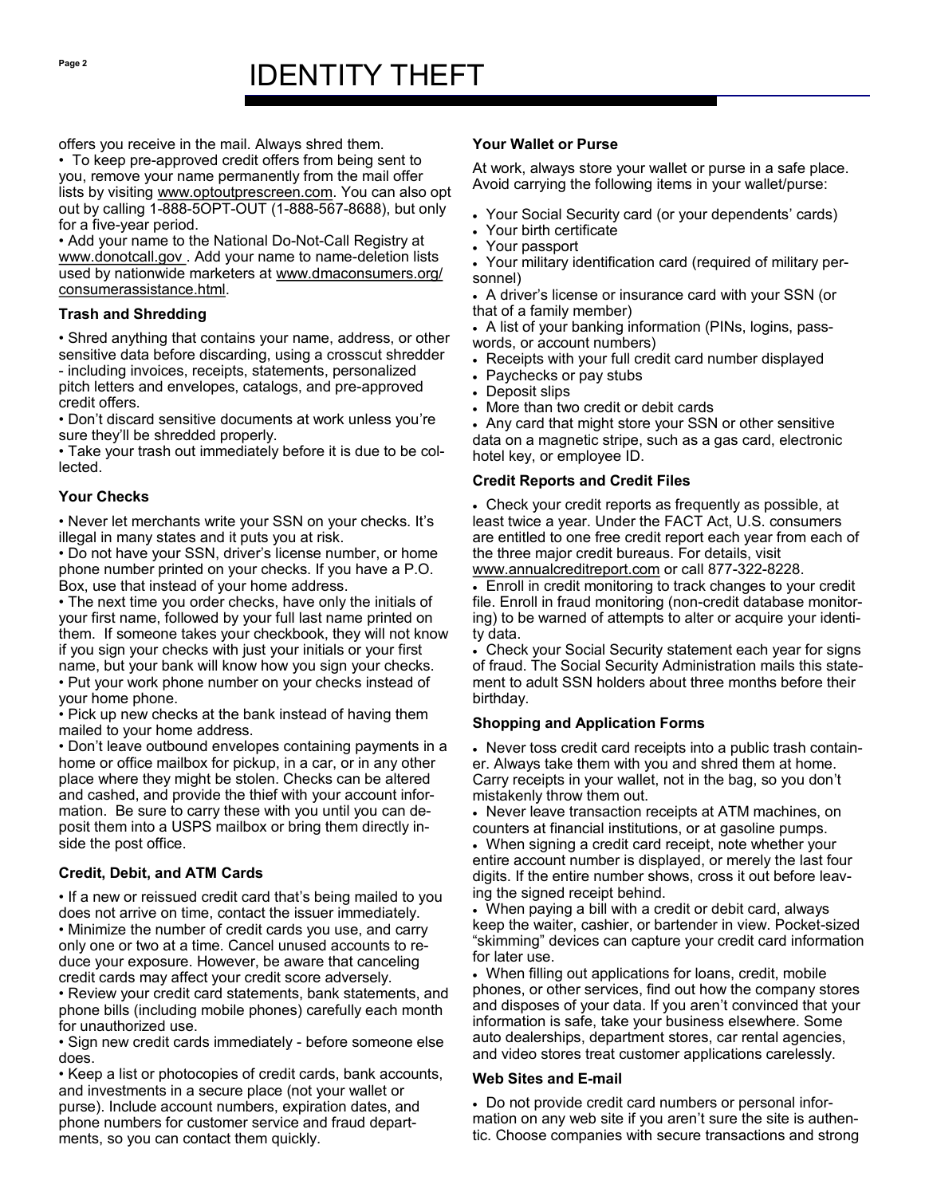offers you receive in the mail. Always shred them.

• To keep pre-approved credit offers from being sent to you, remove your name permanently from the mail offer lists by visiting www.optoutprescreen.com. You can also opt out by calling 1-888-5OPT-OUT (1-888-567-8688), but only for a five-year period.

• Add your name to the National Do-Not-Call Registry at www.donotcall.gov . Add your name to name-deletion lists used by nationwide marketers at www.dmaconsumers.org/consumerassistance.html.

**Trash and Shredding**

• Shred anything that contains your name, address, or other sensitive data before discarding, using a crosscut shredder - including invoices, receipts, statements, personalized pitch letters and envelopes, catalogs, and pre-approved credit offers.

• Don't discard sensitive documents at work unless you're sure they'll be shredded properly.

• Take your trash out immediately before it is due to be collected.

**Your Checks**

• Never let merchants write your SSN on your checks. It's illegal in many states and it puts you at risk.

• Do not have your SSN, driver's license number, or home phone number printed on your checks. If you have a P.O. Box, use that instead of your home address.

• The next time you order checks, have only the initials of your first name, followed by your full last name printed on them. If someone takes your checkbook, they will not know if you sign your checks with just your initials or your first name, but your bank will know how you sign your checks.

• Put your work phone number on your checks instead of your home phone.

• Pick up new checks at the bank instead of having them mailed to your home address.

• Don't leave outbound envelopes containing payments in a home or office mailbox for pickup, in a car, or in any other place where they might be stolen. Checks can be altered and cashed, and provide the thief with your account information. Be sure to carry these with you until you can deposit them into a USPS mailbox or bring them directly inside the post office.

**Credit, Debit, and ATM Cards**

• If a new or reissued credit card that's being mailed to you does not arrive on time, contact the issuer immediately.

• Minimize the number of credit cards you use, and carry only one or two at a time. Cancel unused accounts to reduce your exposure. However, be aware that canceling credit cards may affect your credit score adversely.

• Review your credit card statements, bank statements, and phone bills (including mobile phones) carefully each month for unauthorized use.

• Sign new credit cards immediately - before someone else does.

• Keep a list or photocopies of credit cards, bank accounts, and investments in a secure place (not your wallet or purse). Include account numbers, expiration dates, and phone numbers for customer service and fraud departments, so you can contact them quickly.

**Your Wallet or Purse**

At work, always store your wallet or purse in a safe place. Avoid carrying the following items in your wallet/purse:

- Your Social Security card (or your dependents' cards)
- Your birth certificate
- Your passport
- Your military identification card (required of military personnel)
- A driver's license or insurance card with your SSN (or that of a family member)
- A list of your banking information (PINs, logins, passwords, or account numbers)
- Receipts with your full credit card number displayed
- Paychecks or pay stubs
- Deposit slips
- More than two credit or debit cards
- Any card that might store your SSN or other sensitive data on a magnetic stripe, such as a gas card, electronic hotel key, or employee ID.

**Credit Reports and Credit Files**

- Check your credit reports as frequently as possible, at least twice a year. Under the FACT Act, U.S. consumers are entitled to one free credit report each year from each of the three major credit bureaus. For details, visit www.annualcreditreport.com or call 877-322-8228.
- Enroll in credit monitoring to track changes to your credit file. Enroll in fraud monitoring (non-credit database monitoring) to be warned of attempts to alter or acquire your identity data.
- Check your Social Security statement each year for signs of fraud. The Social Security Administration mails this statement to adult SSN holders about three months before their birthday.

**Shopping and Application Forms**

- Never toss credit card receipts into a public trash container. Always take them with you and shred them at home. Carry receipts in your wallet, not in the bag, so you don't mistakenly throw them out.
- Never leave transaction receipts at ATM machines, on counters at financial institutions, or at gasoline pumps.
- When signing a credit card receipt, note whether your entire account number is displayed, or merely the last four digits. If the entire number shows, cross it out before leaving the signed receipt behind.
- When paying a bill with a credit or debit card, always keep the waiter, cashier, or bartender in view. Pocket-sized "skimming" devices can capture your credit card information for later use.
- When filling out applications for loans, credit, mobile phones, or other services, find out how the company stores and disposes of your data. If you aren't convinced that your information is safe, take your business elsewhere. Some auto dealerships, department stores, car rental agencies, and video stores treat customer applications carelessly.

**Web Sites and E-mail**

- Do not provide credit card numbers or personal information on any web site if you aren't sure the site is authentic. Choose companies with secure transactions and strong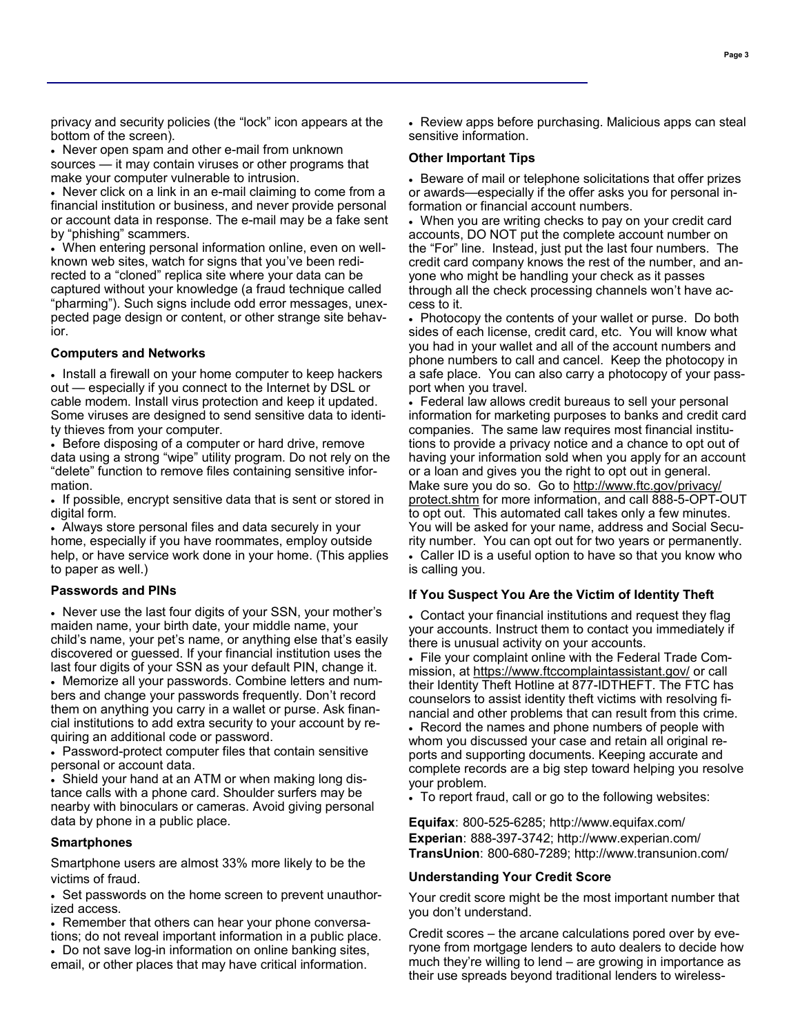privacy and security policies (the "lock" icon appears at the bottom of the screen).

- Never open spam and other e-mail from unknown sources — it may contain viruses or other programs that make your computer vulnerable to intrusion.
- Never click on a link in an e-mail claiming to come from a financial institution or business, and never provide personal or account data in response. The e-mail may be a fake sent by "phishing" scammers.
- When entering personal information online, even on well-known web sites, watch for signs that you've been redirected to a "cloned" replica site where your data can be captured without your knowledge (a fraud technique called "pharming"). Such signs include odd error messages, unexpected page design or content, or other strange site behavior.

**Computers and Networks**

- Install a firewall on your home computer to keep hackers out — especially if you connect to the Internet by DSL or cable modem. Install virus protection and keep it updated. Some viruses are designed to send sensitive data to identity thieves from your computer.
- Before disposing of a computer or hard drive, remove data using a strong "wipe" utility program. Do not rely on the "delete" function to remove files containing sensitive information.
- If possible, encrypt sensitive data that is sent or stored in digital form.
- Always store personal files and data securely in your home, especially if you have roommates, employ outside help, or have service work done in your home. (This applies to paper as well.)

**Passwords and PINs**

- Never use the last four digits of your SSN, your mother's maiden name, your birth date, your middle name, your child's name, your pet's name, or anything else that's easily discovered or guessed. If your financial institution uses the last four digits of your SSN as your default PIN, change it.
- Memorize all your passwords. Combine letters and numbers and change your passwords frequently. Don't record them on anything you carry in a wallet or purse. Ask financial institutions to add extra security to your account by requiring an additional code or password.
- Password-protect computer files that contain sensitive personal or account data.
- Shield your hand at an ATM or when making long distance calls with a phone card. Shoulder surfers may be nearby with binoculars or cameras. Avoid giving personal data by phone in a public place.

**Smartphones**

Smartphone users are almost 33% more likely to be the victims of fraud.

- Set passwords on the home screen to prevent unauthorized access.
- Remember that others can hear your phone conversations; do not reveal important information in a public place.
- Do not save log-in information on online banking sites, email, or other places that may have critical information.
- Review apps before purchasing. Malicious apps can steal sensitive information.

**Other Important Tips**

- Beware of mail or telephone solicitations that offer prizes or awards—especially if the offer asks you for personal information or financial account numbers.
- When you are writing checks to pay on your credit card accounts, DO NOT put the complete account number on the "For" line. Instead, just put the last four numbers. The credit card company knows the rest of the number, and anyone who might be handling your check as it passes through all the check processing channels won't have access to it.
- Photocopy the contents of your wallet or purse. Do both sides of each license, credit card, etc. You will know what you had in your wallet and all of the account numbers and phone numbers to call and cancel. Keep the photocopy in a safe place. You can also carry a photocopy of your passport when you travel.
- Federal law allows credit bureaus to sell your personal information for marketing purposes to banks and credit card companies. The same law requires most financial institutions to provide a privacy notice and a chance to opt out of having your information sold when you apply for an account or a loan and gives you the right to opt out in general. Make sure you do so. Go to http://www.ftc.gov/privacy/protect.shtm for more information, and call 888-5-OPT-OUT to opt out. This automated call takes only a few minutes. You will be asked for your name, address and Social Security number. You can opt out for two years or permanently.
- Caller ID is a useful option to have so that you know who is calling you.

**If You Suspect You Are the Victim of Identity Theft**

- Contact your financial institutions and request they flag your accounts. Instruct them to contact you immediately if there is unusual activity on your accounts.
- File your complaint online with the Federal Trade Commission, at https://www.ftccomplaintassistant.gov/ or call their Identity Theft Hotline at 877-IDTHEFT. The FTC has counselors to assist identity theft victims with resolving financial and other problems that can result from this crime.
- Record the names and phone numbers of people with whom you discussed your case and retain all original reports and supporting documents. Keeping accurate and complete records are a big step toward helping you resolve your problem.
- To report fraud, call or go to the following websites:

**Equifax**: 800-525-6285; http://www.equifax.com/
**Experian**: 888-397-3742; http://www.experian.com/
**TransUnion**: 800-680-7289; http://www.transunion.com/

**Understanding Your Credit Score**

Your credit score might be the most important number that you don't understand.

Credit scores – the arcane calculations pored over by everyone from mortgage lenders to auto dealers to decide how much they're willing to lend – are growing in importance as their use spreads beyond traditional lenders to wireless-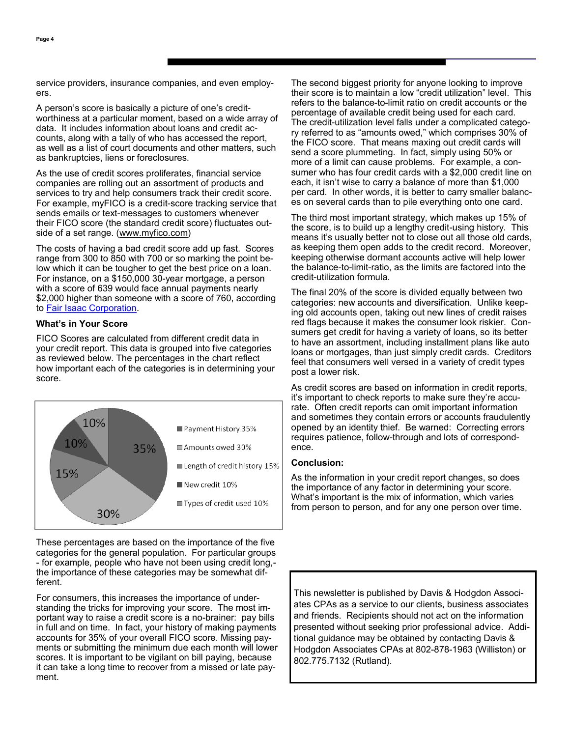service providers, insurance companies, and even employers.

A person's score is basically a picture of one's credit-worthiness at a particular moment, based on a wide array of data. It includes information about loans and credit accounts, along with a tally of who has accessed the report, as well as a list of court documents and other matters, such as bankruptcies, liens or foreclosures.

As the use of credit scores proliferates, financial service companies are rolling out an assortment of products and services to try and help consumers track their credit score. For example, myFICO is a credit-score tracking service that sends emails or text-messages to customers whenever their FICO score (the standard credit score) fluctuates outside of a set range. (www.myfico.com)

The costs of having a bad credit score add up fast. Scores range from 300 to 850 with 700 or so marking the point below which it can be tougher to get the best price on a loan. For instance, on a $150,000 30-year mortgage, a person with a score of 639 would face annual payments nearly $2,000 higher than someone with a score of 760, according to Fair Isaac Corporation.

**What's in Your Score**

FICO Scores are calculated from different credit data in your credit report. This data is grouped into five categories as reviewed below. The percentages in the chart reflect how important each of the categories is in determining your score.

35%
30%
15%
10%
10%

Payment History 35%
Amounts owed 30%
Length of credit history 15%
New credit 10%
Types of credit used 10%

These percentages are based on the importance of the five categories for the general population. For particular groups - for example, people who have not been using credit long,- the importance of these categories may be somewhat different.

For consumers, this increases the importance of understanding the tricks for improving your score. The most important way to raise a credit score is a no-brainer: pay bills in full and on time. In fact, your history of making payments accounts for 35% of your overall FICO score. Missing payments or submitting the minimum due each month will lower scores. It is important to be vigilant on bill paying, because it can take a long time to recover from a missed or late payment.

The second biggest priority for anyone looking to improve their score is to maintain a low "credit utilization" level. This refers to the balance-to-limit ratio on credit accounts or the percentage of available credit being used for each card. The credit-utilization level falls under a complicated category referred to as "amounts owed," which comprises 30% of the FICO score. That means maxing out credit cards will send a score plummeting. In fact, simply using 50% or more of a limit can cause problems. For example, a consumer who has four credit cards with a $2,000 credit line on each, it isn't wise to carry a balance of more than $1,000 per card. In other words, it is better to carry smaller balances on several cards than to pile everything onto one card.

The third most important strategy, which makes up 15% of the score, is to build up a lengthy credit-using history. This means it's usually better not to close out all those old cards, as keeping them open adds to the credit record. Moreover, keeping otherwise dormant accounts active will help lower the balance-to-limit-ratio, as the limits are factored into the credit-utilization formula.

The final 20% of the score is divided equally between two categories: new accounts and diversification. Unlike keeping old accounts open, taking out new lines of credit raises red flags because it makes the consumer look riskier. Consumers get credit for having a variety of loans, so its better to have an assortment, including installment plans like auto loans or mortgages, than just simply credit cards. Creditors feel that consumers well versed in a variety of credit types post a lower risk.

As credit scores are based on information in credit reports, it's important to check reports to make sure they're accurate. Often credit reports can omit important information and sometimes they contain errors or accounts fraudulently opened by an identity thief. Be warned: Correcting errors requires patience, follow-through and lots of correspondence.

**Conclusion:**

As the information in your credit report changes, so does the importance of any factor in determining your score. What's important is the mix of information, which varies from person to person, and for any one person over time.

This newsletter is published by Davis & Hodgdon Associates CPAs as a service to our clients, business associates and friends. Recipients should not act on the information presented without seeking prior professional advice. Additional guidance may be obtained by contacting Davis & Hodgdon Associates CPAs at 802-878-1963 (Williston) or 802.775.7132 (Rutland).